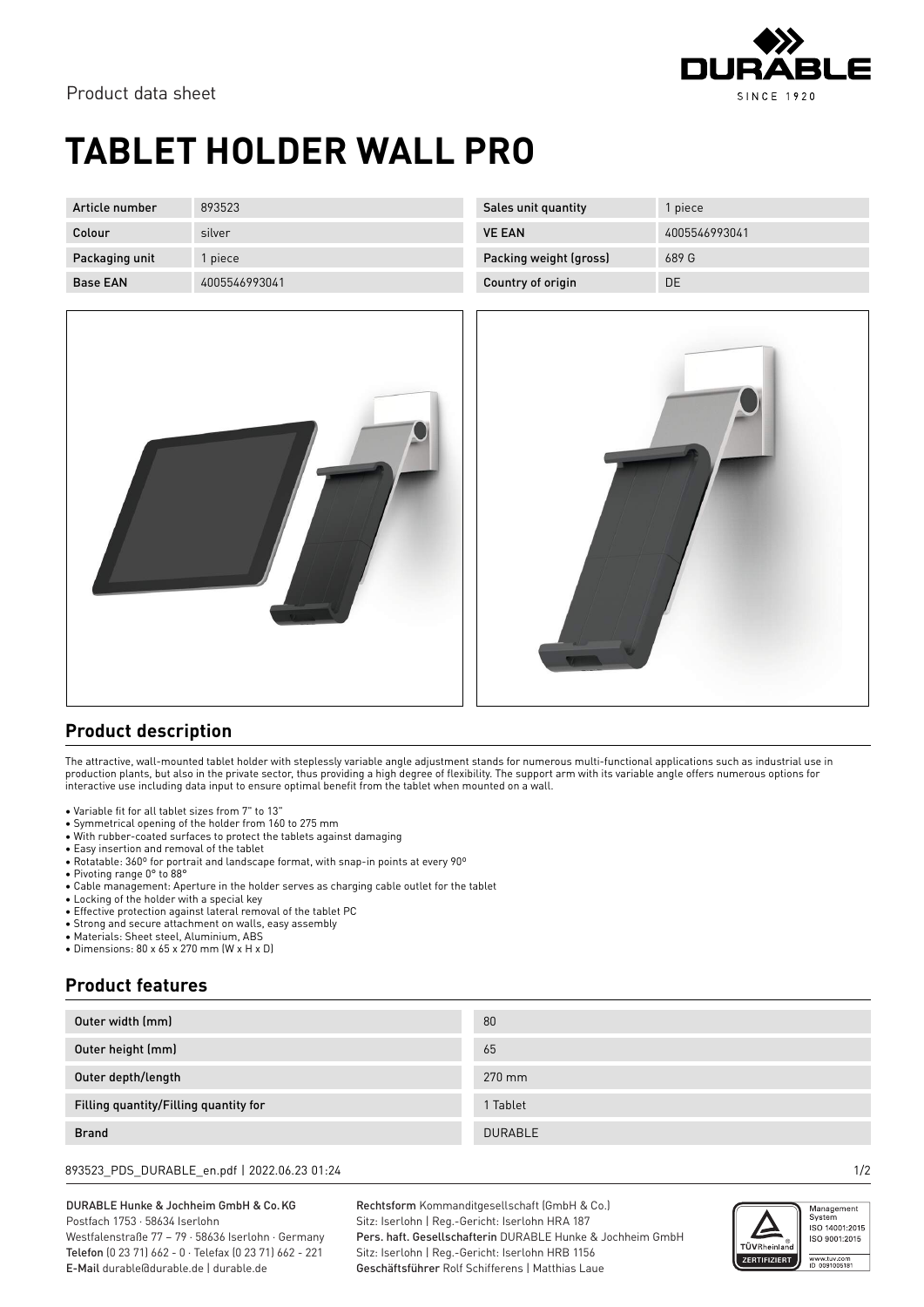Product data sheet

# TABLET HOLDER WALL PRO

| Article number | 893523 | Sales unit quantity | 1 piece |
| --- | --- | --- | --- |
| Colour | silver | VE EAN | 4005546993041 |
| Packaging unit | 1 piece | Packing weight (gross) | 689 G |
| Base EAN | 4005546993041 | Country of origin | DE |

## Product description

The attractive, wall-mounted tablet holder with steplessly variable angle adjustment stands for numerous multi-functional applications such as industrial use in production plants, but also in the private sector, thus providing a high degree of flexibility. The support arm with its variable angle offers numerous options for interactive use including data input to ensure optimal benefit from the tablet when mounted on a wall.

- Variable fit for all tablet sizes from 7" to 13"
- Symmetrical opening of the holder from 160 to 275 mm
- With rubber-coated surfaces to protect the tablets against damaging
- Easy insertion and removal of the tablet
- Rotatable: 360° for portrait and landscape format, with snap-in points at every 90°
- Pivoting range 0° to 88°
- Cable management: Aperture in the holder serves as charging cable outlet for the tablet
- Locking of the holder with a special key
- Effective protection against lateral removal of the tablet PC
- Strong and secure attachment on walls, easy assembly
- Materials: Sheet steel, Aluminium, ABS
- Dimensions: 80 x 65 x 270 mm (W x H x D)

## Product features

| Outer width (mm) | 80 |
| --- | --- |
| Outer height (mm) | 65 |
| Outer depth/length | 270 mm |
| Filling quantity/Filling quantity for | 1 Tablet |
| Brand | DURABLE |

893523_PDS_DURABLE_en.pdf | 2022.06.23 01:24

DURABLE Hunke & Jochheim GmbH & Co. KG
Postfach 1753 · 58634 Iserlohn
Westfalenstraße 77 – 79 · 58636 Iserlohn · Germany
Telefon (0 23 71) 662 - 0 · Telefax (0 23 71) 662 - 221
E-Mail durable@durable.de | durable.de

Rechtsform Kommanditgesellschaft (GmbH & Co.)
Sitz: Iserlohn | Reg.-Gericht: Iserlohn HRA 187
Pers. haft. Gesellschafterin DURABLE Hunke & Jochheim GmbH
Sitz: Iserlohn | Reg.-Gericht: Iserlohn HRB 1156
Geschäftsführer Rolf Schifferens | Matthias Laue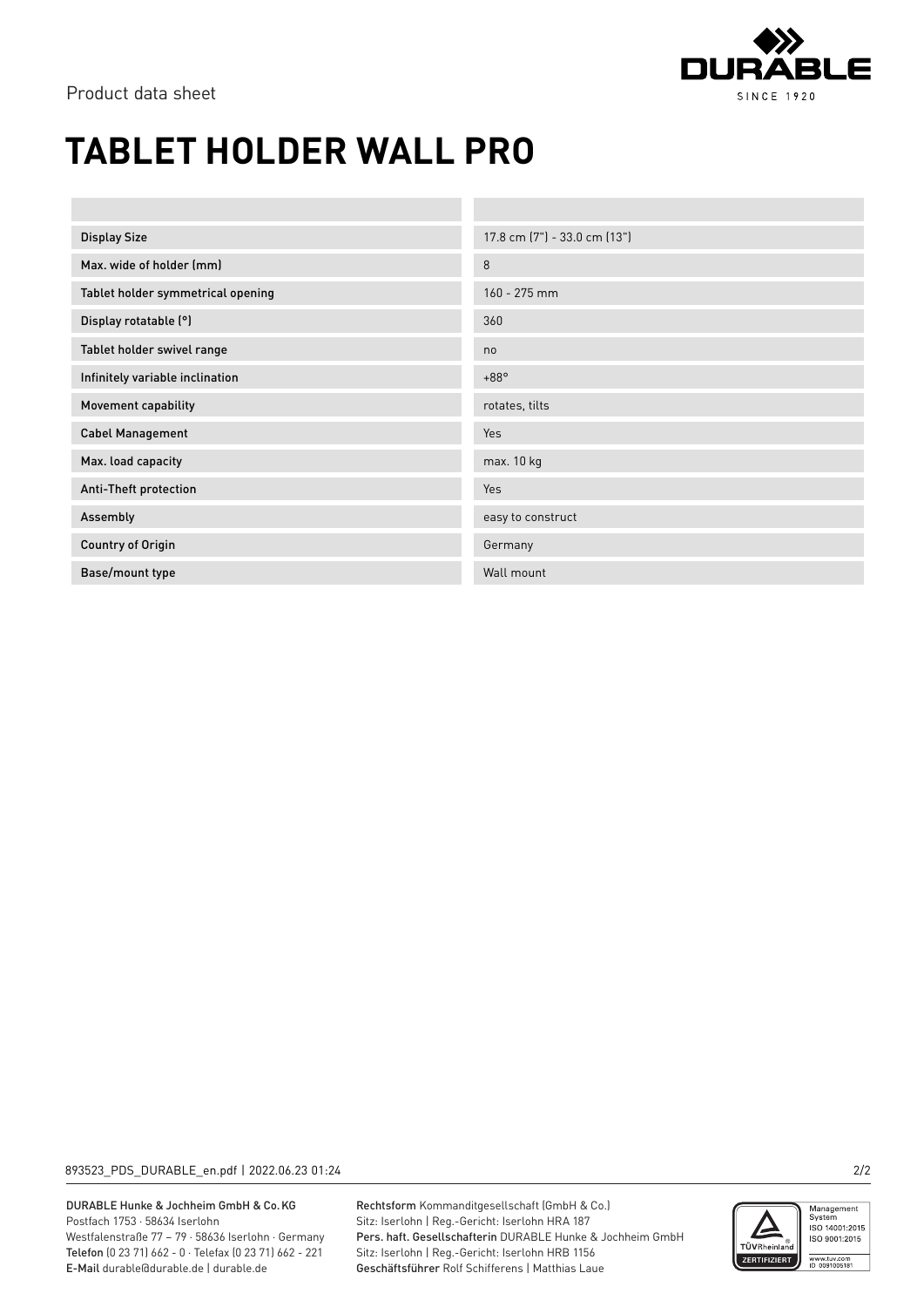Product data sheet

# TABLET HOLDER WALL PRO

| | |
|---|---|
| Display Size | 17.8 cm (7") - 33.0 cm (13") |
| Max. wide of holder (mm) | 8 |
| Tablet holder symmetrical opening | 160 - 275 mm |
| Display rotatable (°) | 360 |
| Tablet holder swivel range | no |
| Infinitely variable inclination | +88° |
| Movement capability | rotates, tilts |
| Cabel Management | Yes |
| Max. load capacity | max. 10 kg |
| Anti-Theft protection | Yes |
| Assembly | easy to construct |
| Country of Origin | Germany |
| Base/mount type | Wall mount |

893523_PDS_DURABLE_en.pdf | 2022.06.23 01:24

DURABLE Hunke & Jochheim GmbH & Co. KG
Postfach 1753 · 58634 Iserlohn
Westfalenstraße 77 – 79 · 58636 Iserlohn · Germany
Telefon (0 23 71) 662 - 0 · Telefax (0 23 71) 662 - 221
E-Mail durable@durable.de | durable.de

Rechtsform Kommanditgesellschaft (GmbH & Co.)
Sitz: Iserlohn | Reg.-Gericht: Iserlohn HRA 187
Pers. haft. Gesellschafterin DURABLE Hunke & Jochheim GmbH
Sitz: Iserlohn | Reg.-Gericht: Iserlohn HRB 1156
Geschäftsführer Rolf Schifferens | Matthias Laue